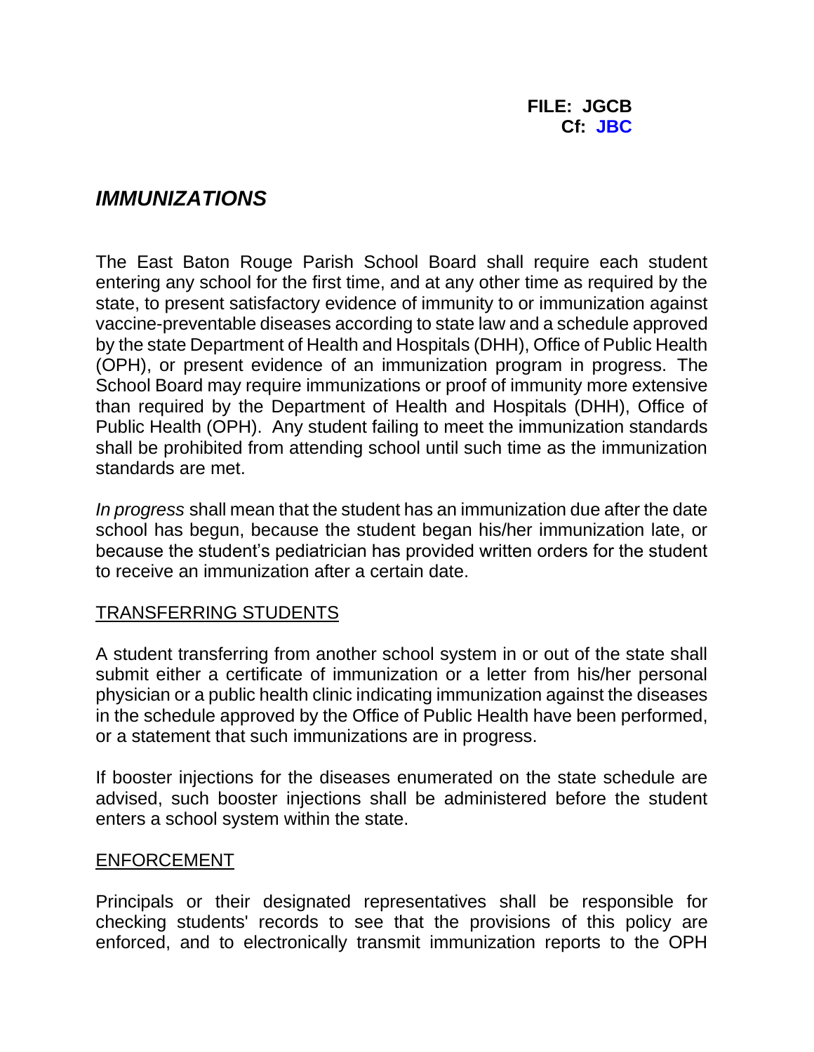**FILE: JGCB**
**Cf: JBC**

# *IMMUNIZATIONS*

The East Baton Rouge Parish School Board shall require each student entering any school for the first time, and at any other time as required by the state, to present satisfactory evidence of immunity to or immunization against vaccine-preventable diseases according to state law and a schedule approved by the state Department of Health and Hospitals (DHH), Office of Public Health (OPH), or present evidence of an immunization program in progress. The School Board may require immunizations or proof of immunity more extensive than required by the Department of Health and Hospitals (DHH), Office of Public Health (OPH). Any student failing to meet the immunization standards shall be prohibited from attending school until such time as the immunization standards are met.

*In progress* shall mean that the student has an immunization due after the date school has begun, because the student began his/her immunization late, or because the student's pediatrician has provided written orders for the student to receive an immunization after a certain date.

## TRANSFERRING STUDENTS

A student transferring from another school system in or out of the state shall submit either a certificate of immunization or a letter from his/her personal physician or a public health clinic indicating immunization against the diseases in the schedule approved by the Office of Public Health have been performed, or a statement that such immunizations are in progress.

If booster injections for the diseases enumerated on the state schedule are advised, such booster injections shall be administered before the student enters a school system within the state.

## ENFORCEMENT

Principals or their designated representatives shall be responsible for checking students' records to see that the provisions of this policy are enforced, and to electronically transmit immunization reports to the OPH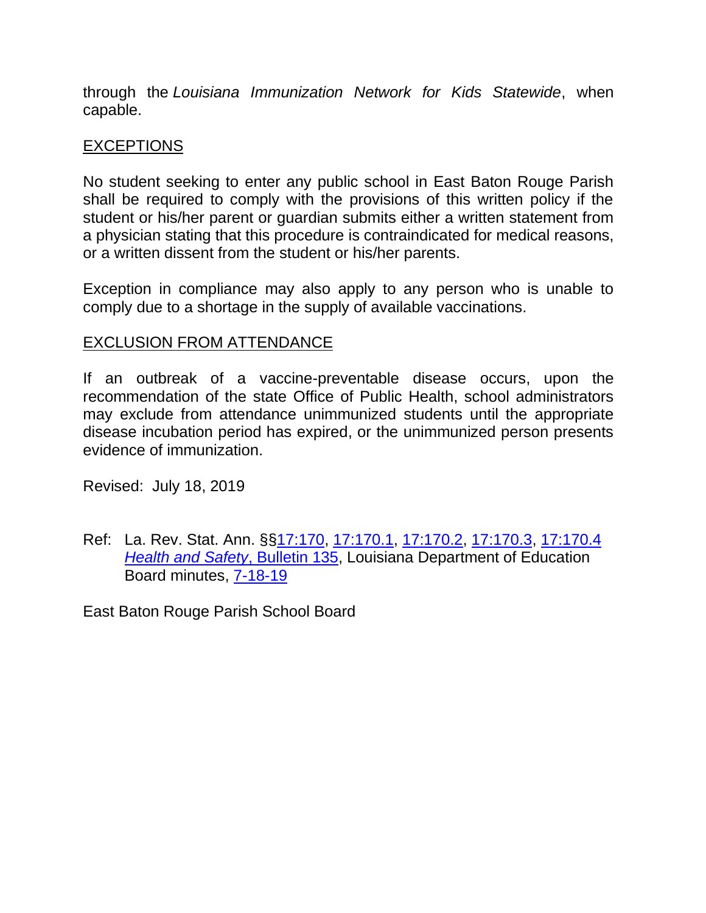through the *Louisiana Immunization Network for Kids Statewide*, when capable.

EXCEPTIONS

No student seeking to enter any public school in East Baton Rouge Parish shall be required to comply with the provisions of this written policy if the student or his/her parent or guardian submits either a written statement from a physician stating that this procedure is contraindicated for medical reasons, or a written dissent from the student or his/her parents.

Exception in compliance may also apply to any person who is unable to comply due to a shortage in the supply of available vaccinations.

EXCLUSION FROM ATTENDANCE

If an outbreak of a vaccine-preventable disease occurs, upon the recommendation of the state Office of Public Health, school administrators may exclude from attendance unimmunized students until the appropriate disease incubation period has expired, or the unimmunized person presents evidence of immunization.

Revised: July 18, 2019

Ref: La. Rev. Stat. Ann. §§17:170, 17:170.1, 17:170.2, 17:170.3, 17:170.4
*Health and Safety*, Bulletin 135, Louisiana Department of Education
Board minutes, 7-18-19

East Baton Rouge Parish School Board